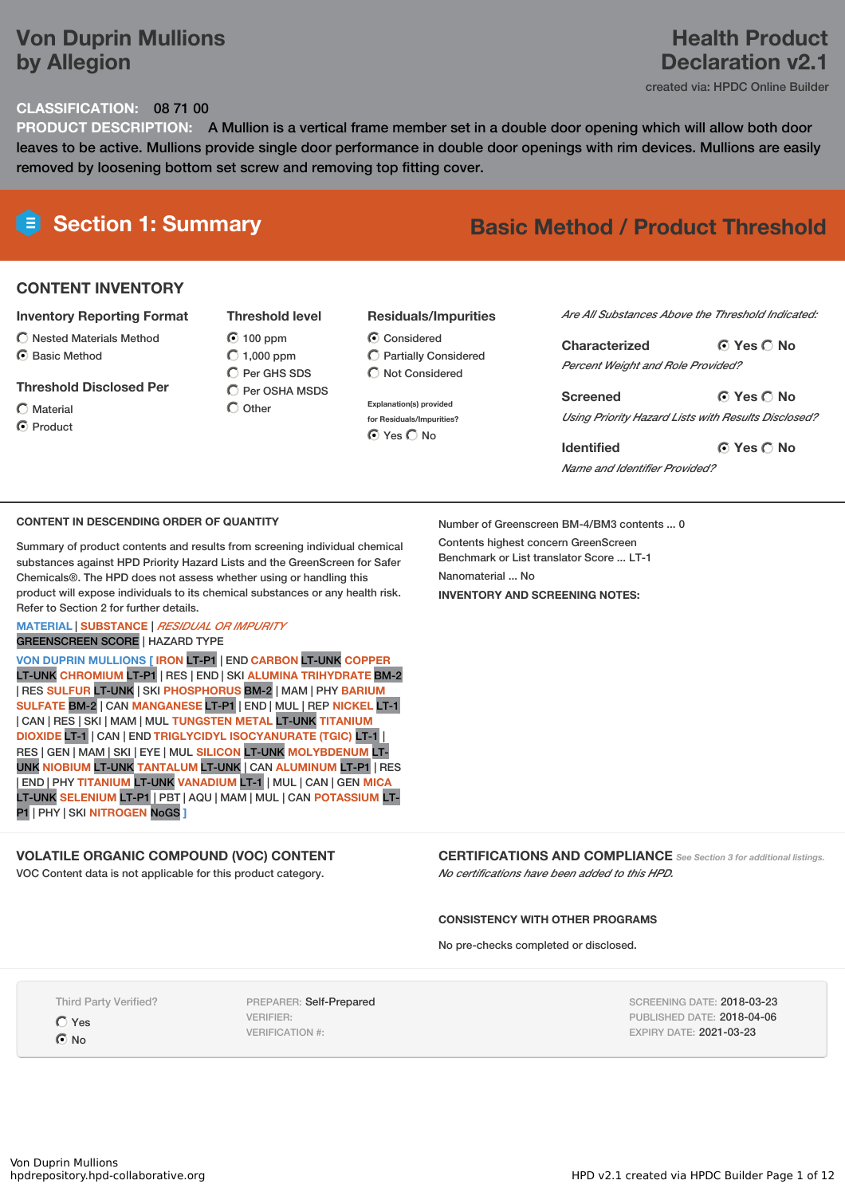# Von Duprin Mullions by Allegion

# Health Product Declaration v2.1

created via: HPDC Online Builder

**CLASSIFICATION:** 08 71 00

**PRODUCT DESCRIPTION:** A Mullion is a vertical frame member set in a double door opening which will allow both door leaves to be active. Mullions provide single door performance in double door openings with rim devices. Mullions are easily removed by loosening bottom set screw and removing top fitting cover.

## Section 1: Summary

**Basic Method / Product Threshold**

### CONTENT INVENTORY

**Inventory Reporting Format**

- ○ Nested Materials Method
- ◉ Basic Method

**Threshold Disclosed Per**

- ○ Material
- ◉ Product

**Threshold level**

- ◉ 100 ppm
- ○ 1,000 ppm
- ○ Per GHS SDS
- ○ Per OSHA MSDS
- ○ Other

**Residuals/Impurities**

- ◉ Considered
- ○ Partially Considered
- ○ Not Considered

Explanation(s) provided for Residuals/Impurities?

◉ Yes ○ No

*Are All Substances Above the Threshold Indicated:*

**Characterized** ◉ Yes ○ No

*Percent Weight and Role Provided?*

**Screened** ◉ Yes ○ No

*Using Priority Hazard Lists with Results Disclosed?*

**Identified** ◉ Yes ○ No

*Name and Identifier Provided?*

### CONTENT IN DESCENDING ORDER OF QUANTITY

Summary of product contents and results from screening individual chemical substances against HPD Priority Hazard Lists and the GreenScreen for Safer Chemicals®. The HPD does not assess whether using or handling this product will expose individuals to its chemical substances or any health risk. Refer to Section 2 for further details.

MATERIAL | SUBSTANCE | *RESIDUAL OR IMPURITY*
GREENSCREEN SCORE | HAZARD TYPE

VON DUPRIN MULLIONS [ IRON LT-P1 | END CARBON LT-UNK COPPER LT-UNK CHROMIUM LT-P1 | RES | END | SKI ALUMINA TRIHYDRATE BM-2 | RES SULFUR LT-UNK | SKI PHOSPHORUS BM-2 | MAM | PHY BARIUM SULFATE BM-2 | CAN MANGANESE LT-P1 | END | MUL | REP NICKEL LT-1 | CAN | RES | SKI | MAM | MUL TUNGSTEN METAL LT-UNK TITANIUM DIOXIDE LT-1 | CAN | END TRIGLYCIDYL ISOCYANURATE (TGIC) LT-1 | RES | GEN | MAM | SKI | EYE | MUL SILICON LT-UNK MOLYBDENUM LT-UNK NIOBIUM LT-UNK TANTALUM LT-UNK | CAN ALUMINUM LT-P1 | RES | END | PHY TITANIUM LT-UNK VANADIUM LT-1 | MUL | CAN | GEN MICA LT-UNK SELENIUM LT-P1 | PBT | AQU | MAM | MUL | CAN POTASSIUM LT-P1 | PHY | SKI NITROGEN NoGS ]

Number of Greenscreen BM-4/BM3 contents ... 0

Contents highest concern GreenScreen Benchmark or List translator Score ... LT-1

Nanomaterial ... No

**INVENTORY AND SCREENING NOTES:**

### VOLATILE ORGANIC COMPOUND (VOC) CONTENT

VOC Content data is not applicable for this product category.

### CERTIFICATIONS AND COMPLIANCE

*See Section 3 for additional listings.*

*No certifications have been added to this HPD.*

### CONSISTENCY WITH OTHER PROGRAMS

No pre-checks completed or disclosed.

Third Party Verified?

- ○ Yes
- ◉ No

PREPARER: Self-Prepared
VERIFIER:
VERIFICATION #:

SCREENING DATE: 2018-03-23
PUBLISHED DATE: 2018-04-06
EXPIRY DATE: 2021-03-23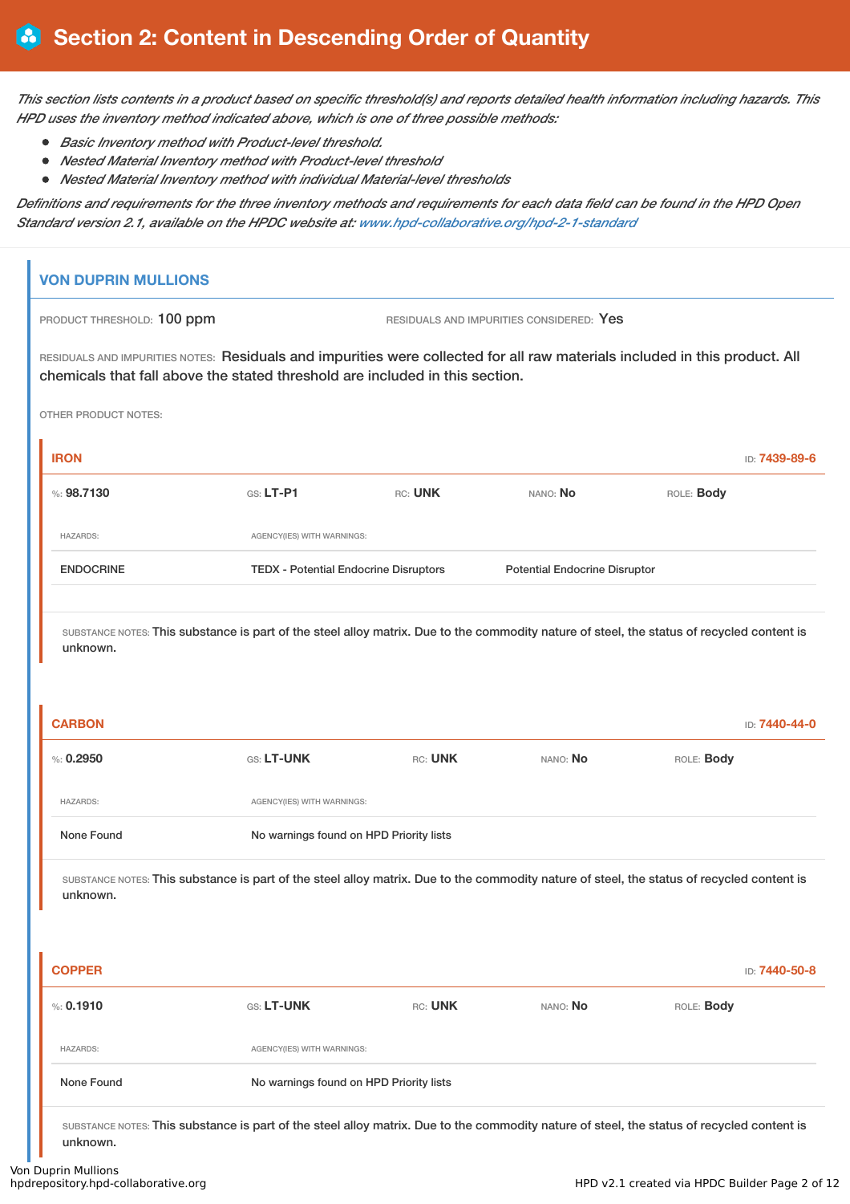## Section 2: Content in Descending Order of Quantity

*This section lists contents in a product based on specific threshold(s) and reports detailed health information including hazards. This HPD uses the inventory method indicated above, which is one of three possible methods:*

- *Basic Inventory method with Product-level threshold.*
- *Nested Material Inventory method with Product-level threshold*
- *Nested Material Inventory method with individual Material-level thresholds*

*Definitions and requirements for the three inventory methods and requirements for each data field can be found in the HPD Open Standard version 2.1, available on the HPDC website at: www.hpd-collaborative.org/hpd-2-1-standard*

### VON DUPRIN MULLIONS

PRODUCT THRESHOLD: 100 ppm

RESIDUALS AND IMPURITIES CONSIDERED: Yes

RESIDUALS AND IMPURITIES NOTES: Residuals and impurities were collected for all raw materials included in this product. All chemicals that fall above the stated threshold are included in this section.

OTHER PRODUCT NOTES:

#### IRON

ID: 7439-89-6

%: 98.7130 | GS: LT-P1 | RC: UNK | NANO: No | ROLE: Body

| HAZARDS: | AGENCY(IES) WITH WARNINGS: | |
|---|---|---|
| ENDOCRINE | TEDX - Potential Endocrine Disruptors | Potential Endocrine Disruptor |

SUBSTANCE NOTES: This substance is part of the steel alloy matrix. Due to the commodity nature of steel, the status of recycled content is unknown.

#### CARBON

ID: 7440-44-0

%: 0.2950 | GS: LT-UNK | RC: UNK | NANO: No | ROLE: Body

| HAZARDS: | AGENCY(IES) WITH WARNINGS: |
|---|---|
| None Found | No warnings found on HPD Priority lists |

SUBSTANCE NOTES: This substance is part of the steel alloy matrix. Due to the commodity nature of steel, the status of recycled content is unknown.

#### COPPER

ID: 7440-50-8

%: 0.1910 | GS: LT-UNK | RC: UNK | NANO: No | ROLE: Body

| HAZARDS: | AGENCY(IES) WITH WARNINGS: |
|---|---|
| None Found | No warnings found on HPD Priority lists |

SUBSTANCE NOTES: This substance is part of the steel alloy matrix. Due to the commodity nature of steel, the status of recycled content is unknown.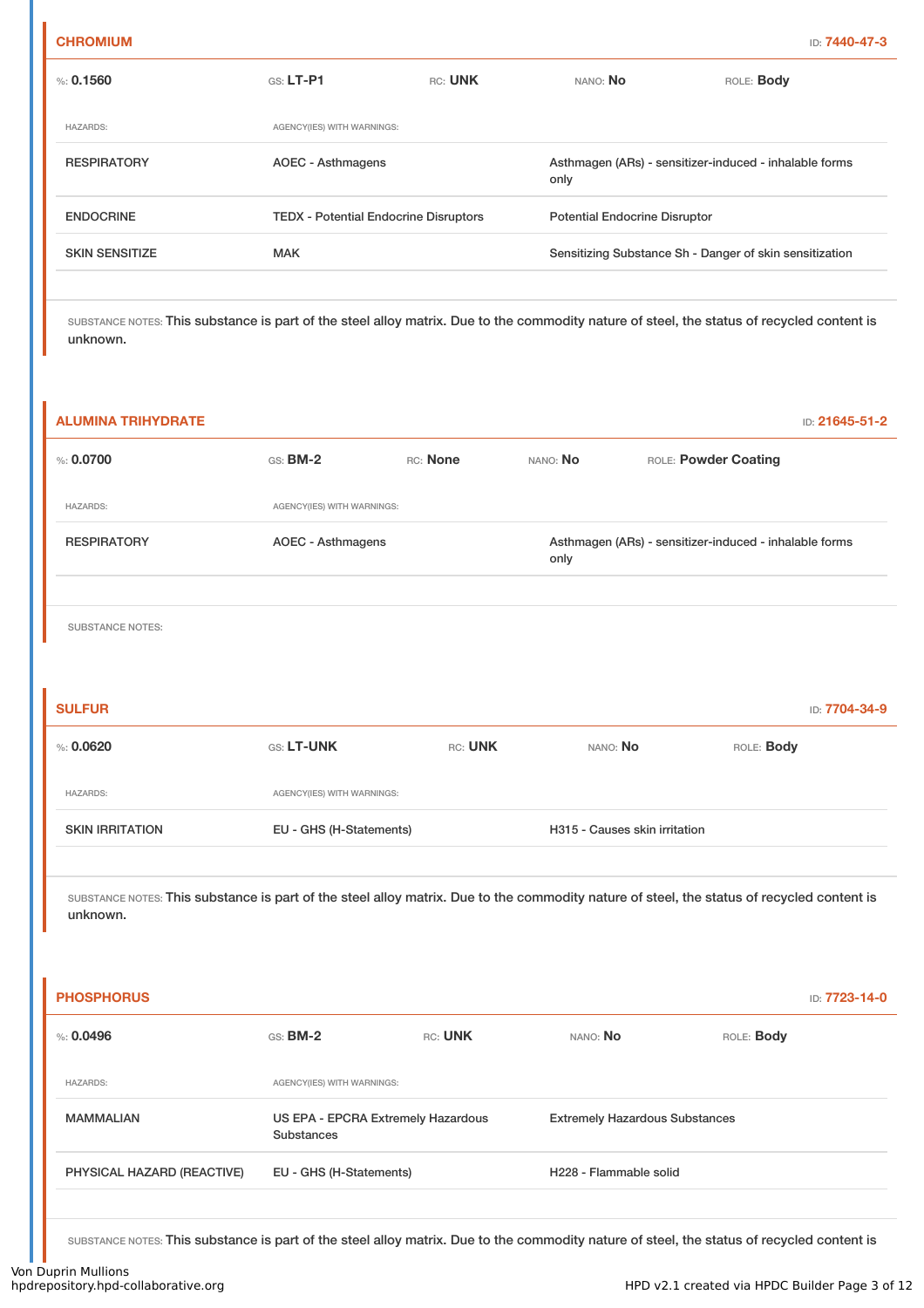## CHROMIUM

ID: **7440-47-3**

%: **0.1560** GS: **LT-P1** RC: **UNK** NANO: **No** ROLE: **Body**

| HAZARDS: | AGENCY(IES) WITH WARNINGS: | |
|---|---|---|
| RESPIRATORY | AOEC - Asthmagens | Asthmagen (ARs) - sensitizer-induced - inhalable forms only |
| ENDOCRINE | TEDX - Potential Endocrine Disruptors | Potential Endocrine Disruptor |
| SKIN SENSITIZE | MAK | Sensitizing Substance Sh - Danger of skin sensitization |

SUBSTANCE NOTES: This substance is part of the steel alloy matrix. Due to the commodity nature of steel, the status of recycled content is unknown.

## ALUMINA TRIHYDRATE

ID: **21645-51-2**

%: **0.0700** GS: **BM-2** RC: **None** NANO: **No** ROLE: **Powder Coating**

| HAZARDS: | AGENCY(IES) WITH WARNINGS: | |
|---|---|---|
| RESPIRATORY | AOEC - Asthmagens | Asthmagen (ARs) - sensitizer-induced - inhalable forms only |

SUBSTANCE NOTES:

## SULFUR

ID: **7704-34-9**

%: **0.0620** GS: **LT-UNK** RC: **UNK** NANO: **No** ROLE: **Body**

| HAZARDS: | AGENCY(IES) WITH WARNINGS: | |
|---|---|---|
| SKIN IRRITATION | EU - GHS (H-Statements) | H315 - Causes skin irritation |

SUBSTANCE NOTES: This substance is part of the steel alloy matrix. Due to the commodity nature of steel, the status of recycled content is unknown.

## PHOSPHORUS

ID: **7723-14-0**

%: **0.0496** GS: **BM-2** RC: **UNK** NANO: **No** ROLE: **Body**

| HAZARDS: | AGENCY(IES) WITH WARNINGS: | |
|---|---|---|
| MAMMALIAN | US EPA - EPCRA Extremely Hazardous Substances | Extremely Hazardous Substances |
| PHYSICAL HAZARD (REACTIVE) | EU - GHS (H-Statements) | H228 - Flammable solid |

SUBSTANCE NOTES: This substance is part of the steel alloy matrix. Due to the commodity nature of steel, the status of recycled content is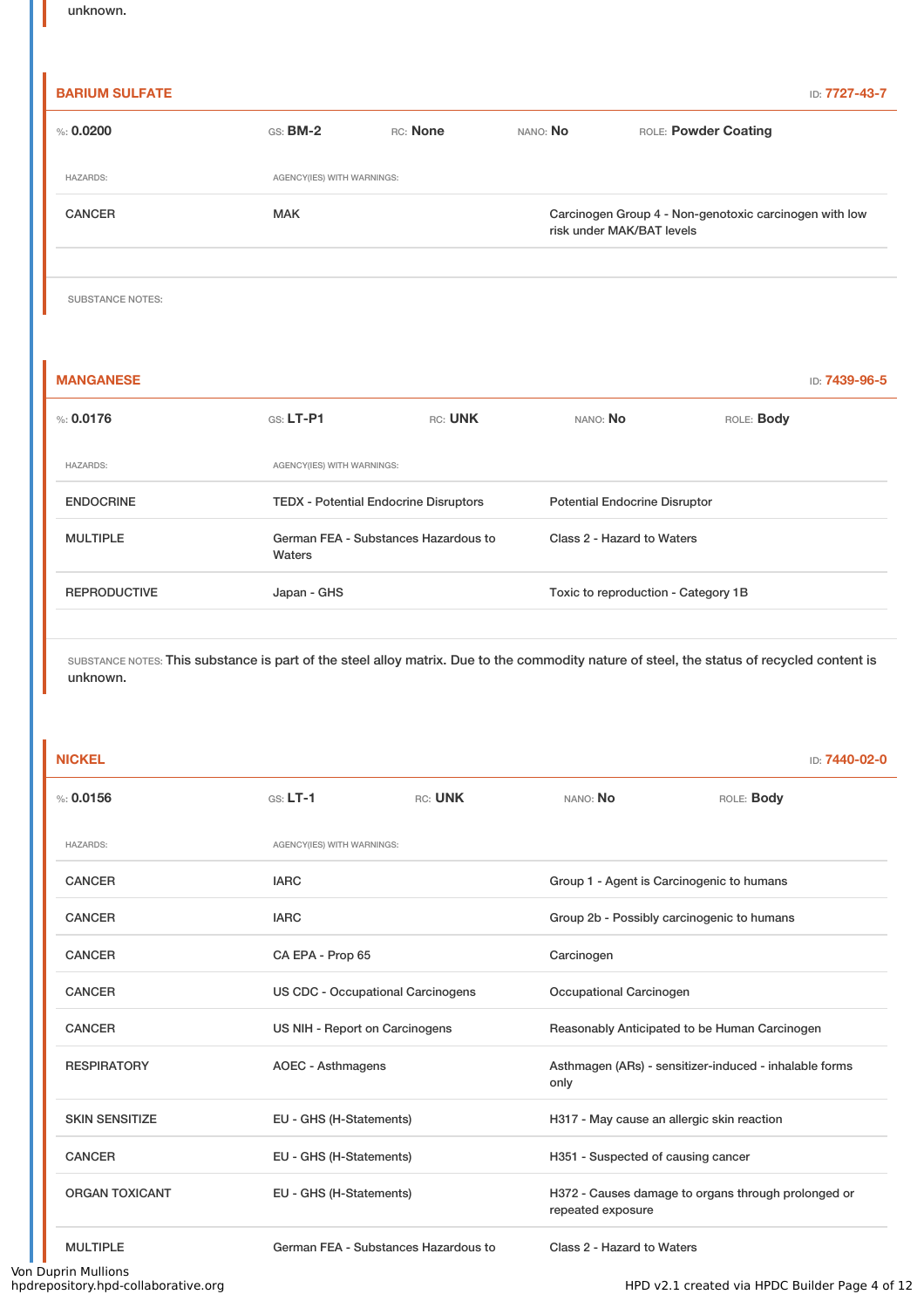unknown.

## BARIUM SULFATE

ID: 7727-43-7

%: **0.0200** GS: **BM-2** RC: **None** NANO: **No** ROLE: **Powder Coating**

| HAZARDS: | AGENCY(IES) WITH WARNINGS: | |
|---|---|---|
| CANCER | MAK | Carcinogen Group 4 - Non-genotoxic carcinogen with low risk under MAK/BAT levels |

SUBSTANCE NOTES:

## MANGANESE

ID: 7439-96-5

%: **0.0176** GS: **LT-P1** RC: **UNK** NANO: **No** ROLE: **Body**

| HAZARDS: | AGENCY(IES) WITH WARNINGS: | |
|---|---|---|
| ENDOCRINE | TEDX - Potential Endocrine Disruptors | Potential Endocrine Disruptor |
| MULTIPLE | German FEA - Substances Hazardous to Waters | Class 2 - Hazard to Waters |
| REPRODUCTIVE | Japan - GHS | Toxic to reproduction - Category 1B |

SUBSTANCE NOTES: This substance is part of the steel alloy matrix. Due to the commodity nature of steel, the status of recycled content is unknown.

## NICKEL

ID: 7440-02-0

%: **0.0156** GS: **LT-1** RC: **UNK** NANO: **No** ROLE: **Body**

| HAZARDS: | AGENCY(IES) WITH WARNINGS: | |
|---|---|---|
| CANCER | IARC | Group 1 - Agent is Carcinogenic to humans |
| CANCER | IARC | Group 2b - Possibly carcinogenic to humans |
| CANCER | CA EPA - Prop 65 | Carcinogen |
| CANCER | US CDC - Occupational Carcinogens | Occupational Carcinogen |
| CANCER | US NIH - Report on Carcinogens | Reasonably Anticipated to be Human Carcinogen |
| RESPIRATORY | AOEC - Asthmagens | Asthmagen (ARs) - sensitizer-induced - inhalable forms only |
| SKIN SENSITIZE | EU - GHS (H-Statements) | H317 - May cause an allergic skin reaction |
| CANCER | EU - GHS (H-Statements) | H351 - Suspected of causing cancer |
| ORGAN TOXICANT | EU - GHS (H-Statements) | H372 - Causes damage to organs through prolonged or repeated exposure |
| MULTIPLE | German FEA - Substances Hazardous to | Class 2 - Hazard to Waters |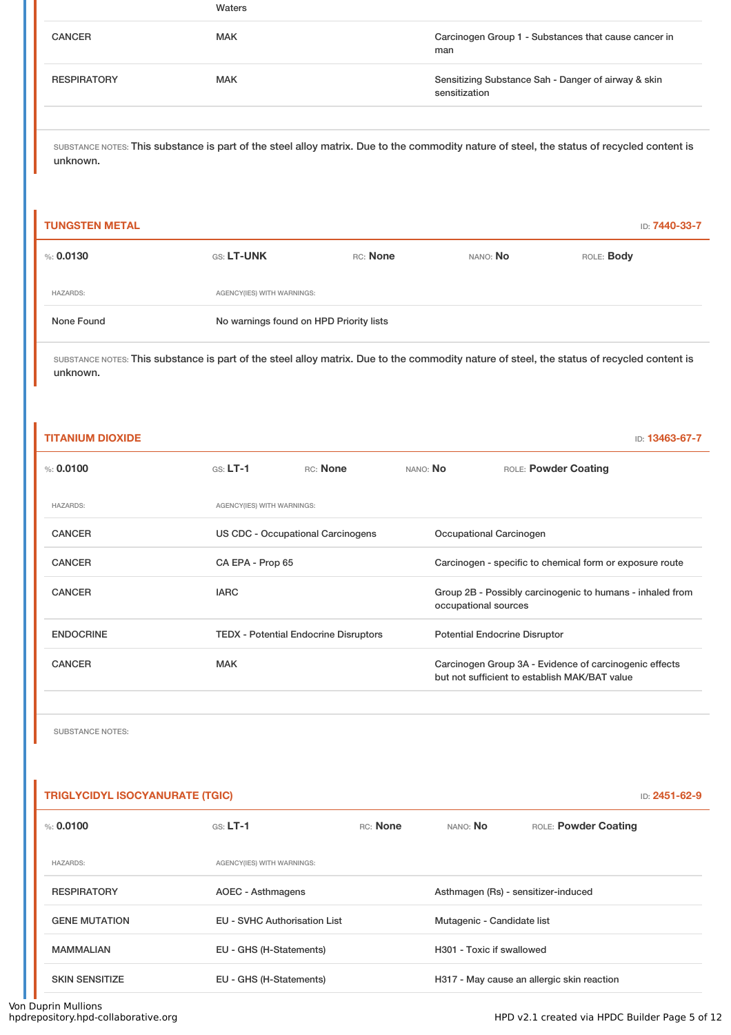| | | Waters |
|---|---|---|
| CANCER | MAK | Carcinogen Group 1 - Substances that cause cancer in man |
| RESPIRATORY | MAK | Sensitizing Substance Sah - Danger of airway & skin sensitization |

SUBSTANCE NOTES: This substance is part of the steel alloy matrix. Due to the commodity nature of steel, the status of recycled content is unknown.

## TUNGSTEN METAL

ID: 7440-33-7

%: **0.0130** GS: **LT-UNK** RC: **None** NANO: **No** ROLE: **Body**

| HAZARDS: | AGENCY(IES) WITH WARNINGS: |
|---|---|
| None Found | No warnings found on HPD Priority lists |

SUBSTANCE NOTES: This substance is part of the steel alloy matrix. Due to the commodity nature of steel, the status of recycled content is unknown.

## TITANIUM DIOXIDE

ID: 13463-67-7

%: **0.0100** GS: **LT-1** RC: **None** NANO: **No** ROLE: **Powder Coating**

| HAZARDS: | AGENCY(IES) WITH WARNINGS: | |
|---|---|---|
| CANCER | US CDC - Occupational Carcinogens | Occupational Carcinogen |
| CANCER | CA EPA - Prop 65 | Carcinogen - specific to chemical form or exposure route |
| CANCER | IARC | Group 2B - Possibly carcinogenic to humans - inhaled from occupational sources |
| ENDOCRINE | TEDX - Potential Endocrine Disruptors | Potential Endocrine Disruptor |
| CANCER | MAK | Carcinogen Group 3A - Evidence of carcinogenic effects but not sufficient to establish MAK/BAT value |

SUBSTANCE NOTES:

## TRIGLYCIDYL ISOCYANURATE (TGIC)

ID: 2451-62-9

%: **0.0100** GS: **LT-1** RC: **None** NANO: **No** ROLE: **Powder Coating**

| HAZARDS: | AGENCY(IES) WITH WARNINGS: | |
|---|---|---|
| RESPIRATORY | AOEC - Asthmagens | Asthmagen (Rs) - sensitizer-induced |
| GENE MUTATION | EU - SVHC Authorisation List | Mutagenic - Candidate list |
| MAMMALIAN | EU - GHS (H-Statements) | H301 - Toxic if swallowed |
| SKIN SENSITIZE | EU - GHS (H-Statements) | H317 - May cause an allergic skin reaction |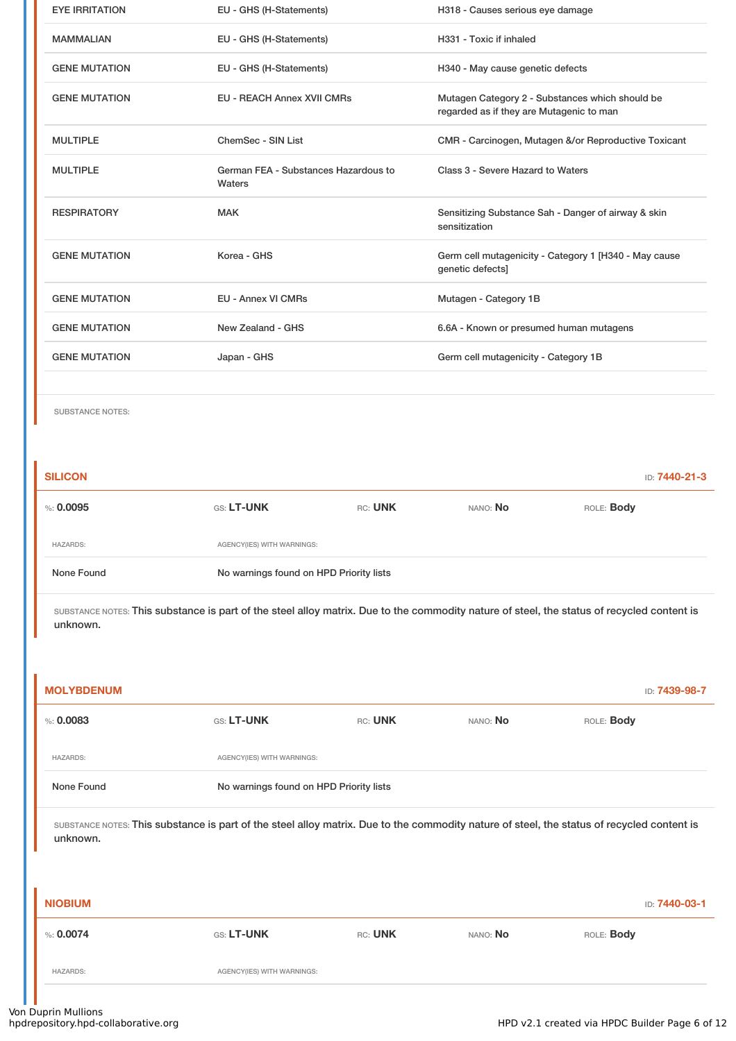| | | |
|---|---|---|
| EYE IRRITATION | EU - GHS (H-Statements) | H318 - Causes serious eye damage |
| MAMMALIAN | EU - GHS (H-Statements) | H331 - Toxic if inhaled |
| GENE MUTATION | EU - GHS (H-Statements) | H340 - May cause genetic defects |
| GENE MUTATION | EU - REACH Annex XVII CMRs | Mutagen Category 2 - Substances which should be regarded as if they are Mutagenic to man |
| MULTIPLE | ChemSec - SIN List | CMR - Carcinogen, Mutagen &/or Reproductive Toxicant |
| MULTIPLE | German FEA - Substances Hazardous to Waters | Class 3 - Severe Hazard to Waters |
| RESPIRATORY | MAK | Sensitizing Substance Sah - Danger of airway & skin sensitization |
| GENE MUTATION | Korea - GHS | Germ cell mutagenicity - Category 1 [H340 - May cause genetic defects] |
| GENE MUTATION | EU - Annex VI CMRs | Mutagen - Category 1B |
| GENE MUTATION | New Zealand - GHS | 6.6A - Known or presumed human mutagens |
| GENE MUTATION | Japan - GHS | Germ cell mutagenicity - Category 1B |

SUBSTANCE NOTES:

## SILICON

ID: **7440-21-3**

| %: **0.0095** | GS: **LT-UNK** | RC: **UNK** | NANO: **No** | ROLE: **Body** |
|---|---|---|---|---|

| HAZARDS: | AGENCY(IES) WITH WARNINGS: |
|---|---|
| None Found | No warnings found on HPD Priority lists |

SUBSTANCE NOTES: This substance is part of the steel alloy matrix. Due to the commodity nature of steel, the status of recycled content is unknown.

## MOLYBDENUM

ID: **7439-98-7**

| %: **0.0083** | GS: **LT-UNK** | RC: **UNK** | NANO: **No** | ROLE: **Body** |
|---|---|---|---|---|

| HAZARDS: | AGENCY(IES) WITH WARNINGS: |
|---|---|
| None Found | No warnings found on HPD Priority lists |

SUBSTANCE NOTES: This substance is part of the steel alloy matrix. Due to the commodity nature of steel, the status of recycled content is unknown.

## NIOBIUM

ID: **7440-03-1**

| %: **0.0074** | GS: **LT-UNK** | RC: **UNK** | NANO: **No** | ROLE: **Body** |
|---|---|---|---|---|

| HAZARDS: | AGENCY(IES) WITH WARNINGS: |
|---|---|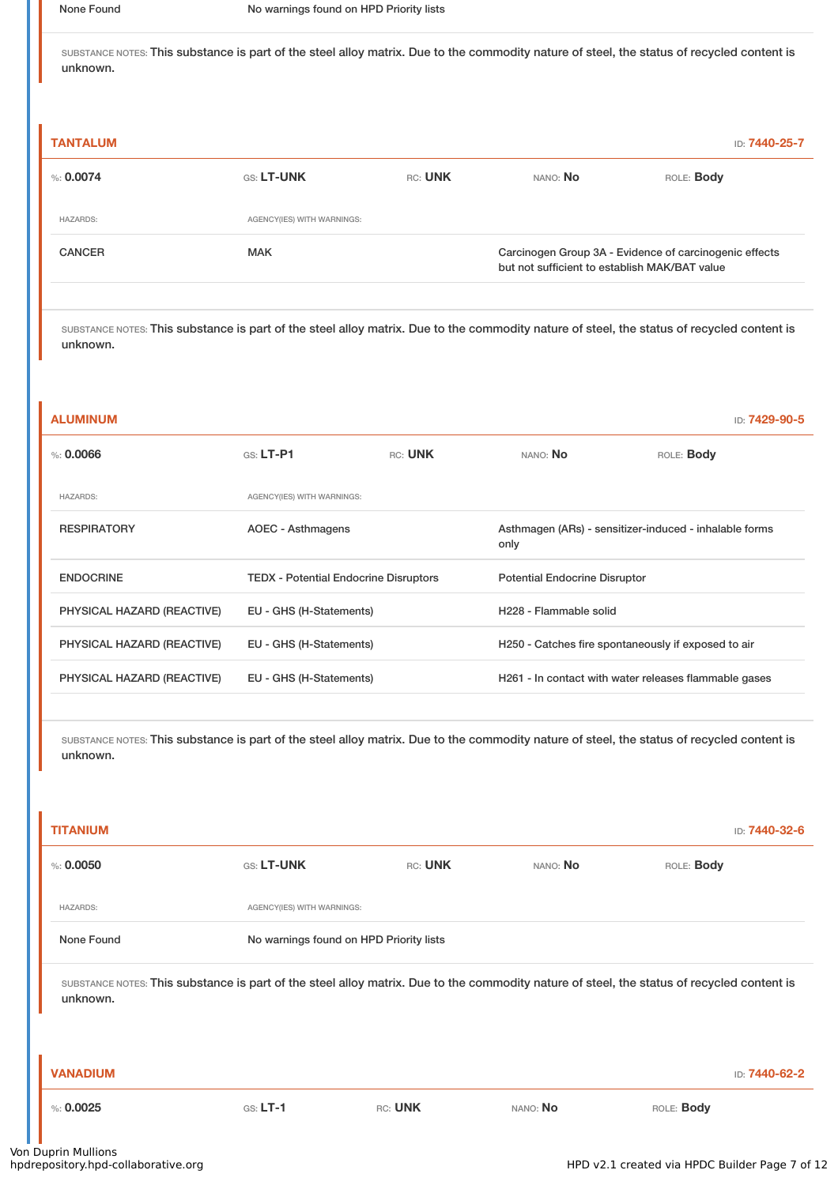| None Found | No warnings found on HPD Priority lists |
| --- | --- |

SUBSTANCE NOTES: This substance is part of the steel alloy matrix. Due to the commodity nature of steel, the status of recycled content is unknown.

### TANTALUM

ID: 7440-25-7

%: **0.0074** GS: **LT-UNK** RC: **UNK** NANO: **No** ROLE: **Body**

| HAZARDS: | AGENCY(IES) WITH WARNINGS: | |
| --- | --- | --- |
| CANCER | MAK | Carcinogen Group 3A - Evidence of carcinogenic effects but not sufficient to establish MAK/BAT value |

SUBSTANCE NOTES: This substance is part of the steel alloy matrix. Due to the commodity nature of steel, the status of recycled content is unknown.

### ALUMINUM

ID: 7429-90-5

%: **0.0066** GS: **LT-P1** RC: **UNK** NANO: **No** ROLE: **Body**

| HAZARDS: | AGENCY(IES) WITH WARNINGS: | |
| --- | --- | --- |
| RESPIRATORY | AOEC - Asthmagens | Asthmagen (ARs) - sensitizer-induced - inhalable forms only |
| ENDOCRINE | TEDX - Potential Endocrine Disruptors | Potential Endocrine Disruptor |
| PHYSICAL HAZARD (REACTIVE) | EU - GHS (H-Statements) | H228 - Flammable solid |
| PHYSICAL HAZARD (REACTIVE) | EU - GHS (H-Statements) | H250 - Catches fire spontaneously if exposed to air |
| PHYSICAL HAZARD (REACTIVE) | EU - GHS (H-Statements) | H261 - In contact with water releases flammable gases |

SUBSTANCE NOTES: This substance is part of the steel alloy matrix. Due to the commodity nature of steel, the status of recycled content is unknown.

### TITANIUM

ID: 7440-32-6

%: **0.0050** GS: **LT-UNK** RC: **UNK** NANO: **No** ROLE: **Body**

| HAZARDS: | AGENCY(IES) WITH WARNINGS: |
| --- | --- |
| None Found | No warnings found on HPD Priority lists |

SUBSTANCE NOTES: This substance is part of the steel alloy matrix. Due to the commodity nature of steel, the status of recycled content is unknown.

### VANADIUM

ID: 7440-62-2

%: **0.0025** GS: **LT-1** RC: **UNK** NANO: **No** ROLE: **Body**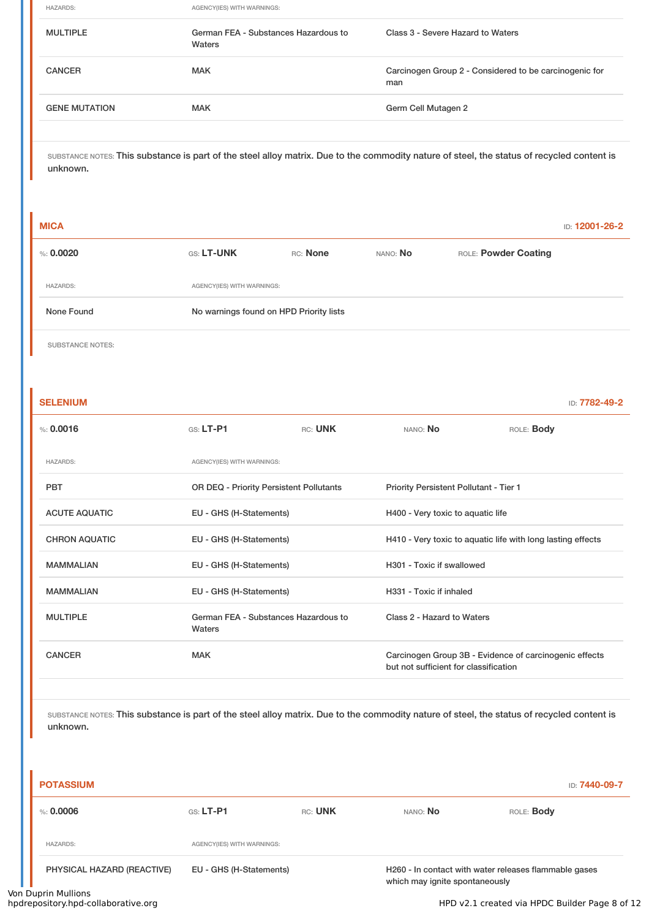| HAZARDS: | AGENCY(IES) WITH WARNINGS: | |
|---|---|---|
| MULTIPLE | German FEA - Substances Hazardous to Waters | Class 3 - Severe Hazard to Waters |
| CANCER | MAK | Carcinogen Group 2 - Considered to be carcinogenic for man |
| GENE MUTATION | MAK | Germ Cell Mutagen 2 |

SUBSTANCE NOTES: This substance is part of the steel alloy matrix. Due to the commodity nature of steel, the status of recycled content is unknown.

## MICA

ID: **12001-26-2**

%: **0.0020** | GS: **LT-UNK** | RC: **None** | NANO: **No** | ROLE: **Powder Coating**

| HAZARDS: | AGENCY(IES) WITH WARNINGS: |
|---|---|
| None Found | No warnings found on HPD Priority lists |

SUBSTANCE NOTES:

## SELENIUM

ID: **7782-49-2**

%: **0.0016** | GS: **LT-P1** | RC: **UNK** | NANO: **No** | ROLE: **Body**

| HAZARDS: | AGENCY(IES) WITH WARNINGS: | |
|---|---|---|
| PBT | OR DEQ - Priority Persistent Pollutants | Priority Persistent Pollutant - Tier 1 |
| ACUTE AQUATIC | EU - GHS (H-Statements) | H400 - Very toxic to aquatic life |
| CHRON AQUATIC | EU - GHS (H-Statements) | H410 - Very toxic to aquatic life with long lasting effects |
| MAMMALIAN | EU - GHS (H-Statements) | H301 - Toxic if swallowed |
| MAMMALIAN | EU - GHS (H-Statements) | H331 - Toxic if inhaled |
| MULTIPLE | German FEA - Substances Hazardous to Waters | Class 2 - Hazard to Waters |
| CANCER | MAK | Carcinogen Group 3B - Evidence of carcinogenic effects but not sufficient for classification |

SUBSTANCE NOTES: This substance is part of the steel alloy matrix. Due to the commodity nature of steel, the status of recycled content is unknown.

## POTASSIUM

ID: **7440-09-7**

%: **0.0006** | GS: **LT-P1** | RC: **UNK** | NANO: **No** | ROLE: **Body**

| HAZARDS: | AGENCY(IES) WITH WARNINGS: | |
|---|---|---|
| PHYSICAL HAZARD (REACTIVE) | EU - GHS (H-Statements) | H260 - In contact with water releases flammable gases which may ignite spontaneously |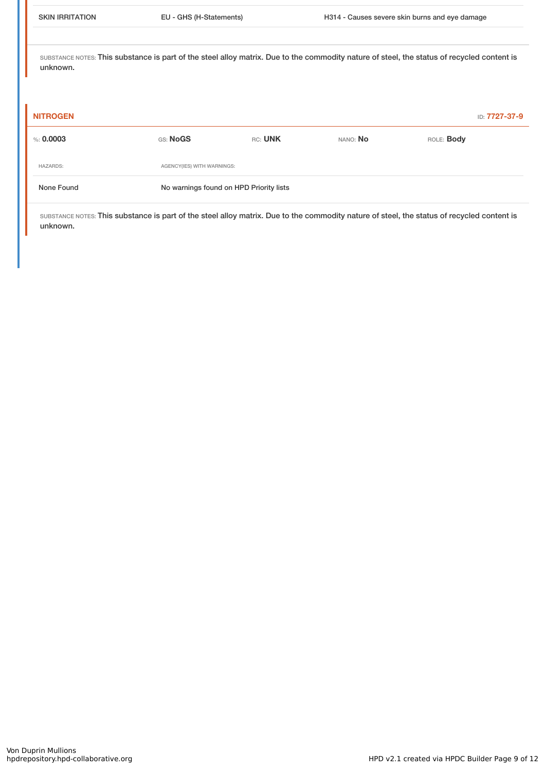| SKIN IRRITATION | EU - GHS (H-Statements) | H314 - Causes severe skin burns and eye damage |
|---|---|---|

SUBSTANCE NOTES: This substance is part of the steel alloy matrix. Due to the commodity nature of steel, the status of recycled content is unknown.

### NITROGEN

ID: 7727-37-9

| %: 0.0003 | GS: NoGS | RC: UNK | NANO: No | ROLE: Body |
|---|---|---|---|---|

| HAZARDS: | AGENCY(IES) WITH WARNINGS: |
|---|---|
| None Found | No warnings found on HPD Priority lists |

SUBSTANCE NOTES: This substance is part of the steel alloy matrix. Due to the commodity nature of steel, the status of recycled content is unknown.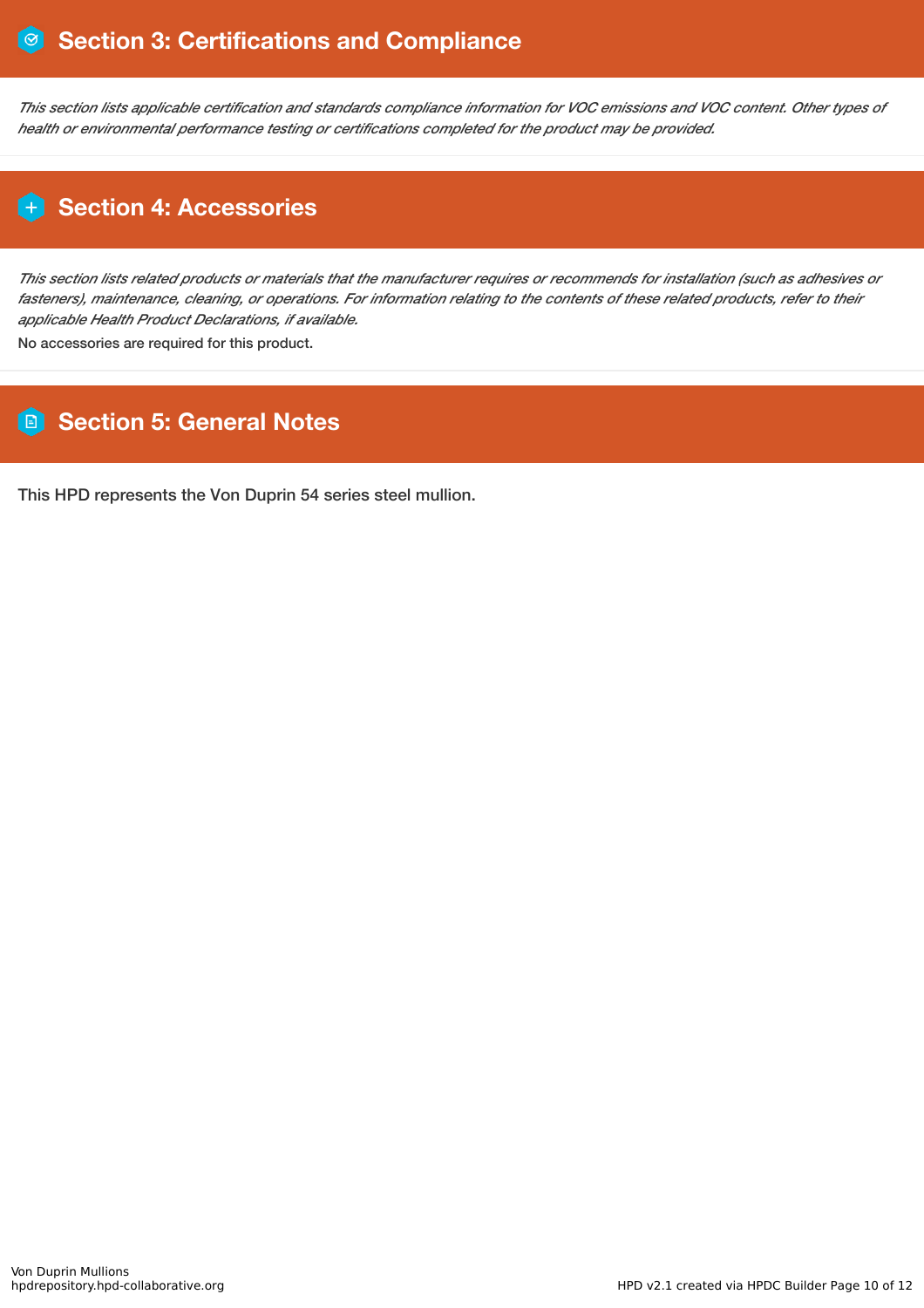## Section 3: Certifications and Compliance

*This section lists applicable certification and standards compliance information for VOC emissions and VOC content. Other types of health or environmental performance testing or certifications completed for the product may be provided.*

## Section 4: Accessories

*This section lists related products or materials that the manufacturer requires or recommends for installation (such as adhesives or fasteners), maintenance, cleaning, or operations. For information relating to the contents of these related products, refer to their applicable Health Product Declarations, if available.*

No accessories are required for this product.

## Section 5: General Notes

This HPD represents the Von Duprin 54 series steel mullion.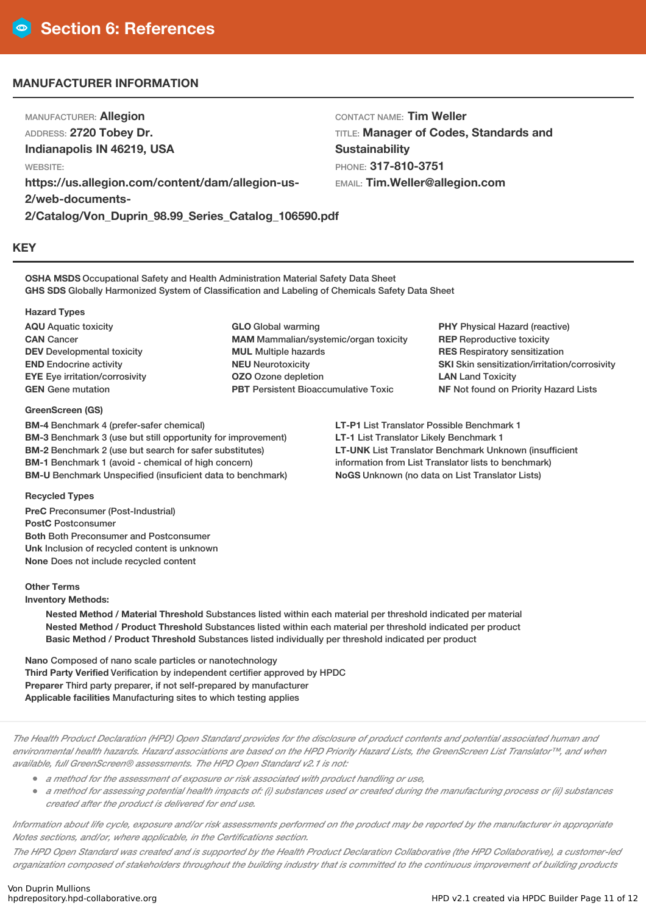# Section 6: References

## MANUFACTURER INFORMATION

MANUFACTURER: **Allegion**
ADDRESS: **2720 Tobey Dr.**
**Indianapolis IN 46219, USA**
WEBSITE:
**https://us.allegion.com/content/dam/allegion-us-2/web-documents-2/Catalog/Von_Duprin_98.99_Series_Catalog_106590.pdf**

CONTACT NAME: **Tim Weller**
TITLE: **Manager of Codes, Standards and Sustainability**
PHONE: **317-810-3751**
EMAIL: **Tim.Weller@allegion.com**

## KEY

**OSHA MSDS** Occupational Safety and Health Administration Material Safety Data Sheet
**GHS SDS** Globally Harmonized System of Classification and Labeling of Chemicals Safety Data Sheet

**Hazard Types**

**AQU** Aquatic toxicity
**CAN** Cancer
**DEV** Developmental toxicity
**END** Endocrine activity
**EYE** Eye irritation/corrosivity
**GEN** Gene mutation
**GLO** Global warming
**MAM** Mammalian/systemic/organ toxicity
**MUL** Multiple hazards
**NEU** Neurotoxicity
**OZO** Ozone depletion
**PBT** Persistent Bioaccumulative Toxic
**PHY** Physical Hazard (reactive)
**REP** Reproductive toxicity
**RES** Respiratory sensitization
**SKI** Skin sensitization/irritation/corrosivity
**LAN** Land Toxicity
**NF** Not found on Priority Hazard Lists

**GreenScreen (GS)**

**BM-4** Benchmark 4 (prefer-safer chemical)
**BM-3** Benchmark 3 (use but still opportunity for improvement)
**BM-2** Benchmark 2 (use but search for safer substitutes)
**BM-1** Benchmark 1 (avoid - chemical of high concern)
**BM-U** Benchmark Unspecified (insuficient data to benchmark)
**LT-P1** List Translator Possible Benchmark 1
**LT-1** List Translator Likely Benchmark 1
**LT-UNK** List Translator Benchmark Unknown (insufficient information from List Translator lists to benchmark)
**NoGS** Unknown (no data on List Translator Lists)

**Recycled Types**

**PreC** Preconsumer (Post-Industrial)
**PostC** Postconsumer
**Both** Both Preconsumer and Postconsumer
**Unk** Inclusion of recycled content is unknown
**None** Does not include recycled content

**Other Terms**
**Inventory Methods:**

- **Nested Method / Material Threshold** Substances listed within each material per threshold indicated per material
- **Nested Method / Product Threshold** Substances listed within each material per threshold indicated per product
- **Basic Method / Product Threshold** Substances listed individually per threshold indicated per product

**Nano** Composed of nano scale particles or nanotechnology
**Third Party Verified** Verification by independent certifier approved by HPDC
**Preparer** Third party preparer, if not self-prepared by manufacturer
**Applicable facilities** Manufacturing sites to which testing applies

*The Health Product Declaration (HPD) Open Standard provides for the disclosure of product contents and potential associated human and environmental health hazards. Hazard associations are based on the HPD Priority Hazard Lists, the GreenScreen List Translator™, and when available, full GreenScreen® assessments. The HPD Open Standard v2.1 is not:*

- *a method for the assessment of exposure or risk associated with product handling or use,*
- *a method for assessing potential health impacts of: (i) substances used or created during the manufacturing process or (ii) substances created after the product is delivered for end use.*

*Information about life cycle, exposure and/or risk assessments performed on the product may be reported by the manufacturer in appropriate Notes sections, and/or, where applicable, in the Certifications section.*

*The HPD Open Standard was created and is supported by the Health Product Declaration Collaborative (the HPD Collaborative), a customer-led organization composed of stakeholders throughout the building industry that is committed to the continuous improvement of building products*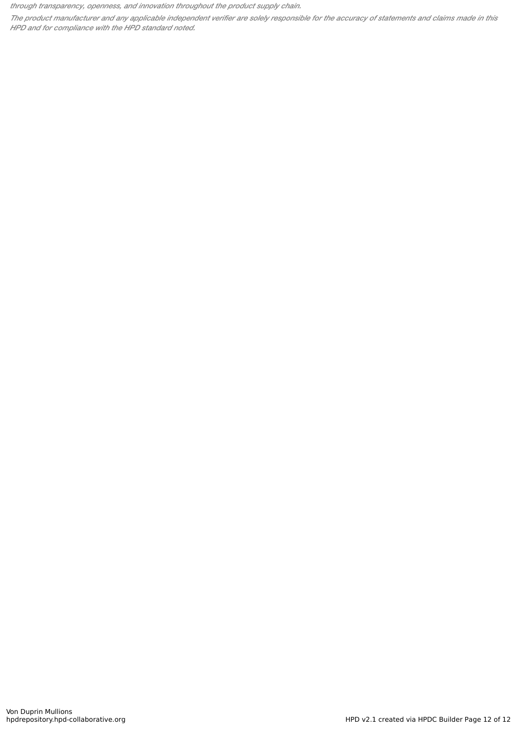*through transparency, openness, and innovation throughout the product supply chain.*

*The product manufacturer and any applicable independent verifier are solely responsible for the accuracy of statements and claims made in this HPD and for compliance with the HPD standard noted.*